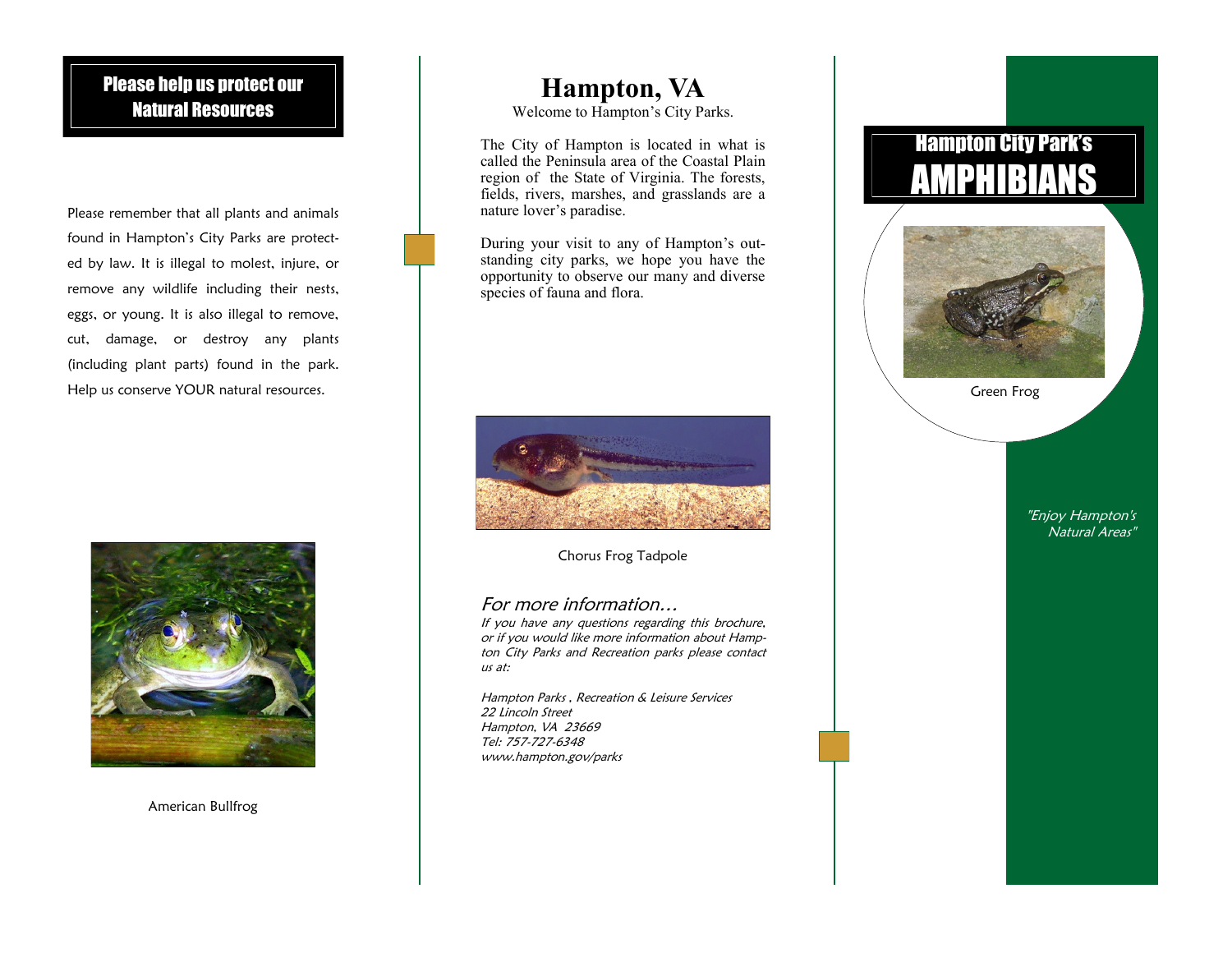## Please help us protect our Natural Resources

Please remember that all plants and animals found in Hampton's City Parks are protected by law. It is illegal to molest, injure, or remove any wildlife including their nests, eggs, or young. It is also illegal to remove, cut, damage, or destroy any plants (including plant parts) found in the park. Help us conserve YOUR natural resources.

American Bullfrog

# Hampton, VA

Welcome to Hampton's City Parks.

The City of Hampton is located in what is called the Peninsula area of the Coastal Plain region of the State of Virginia. The forests, fields, rivers, marshes, and grasslands are a nature lover's paradise.

During your visit to any of Hampton's outstanding city parks, we hope you have the opportunity to observe our many and diverse species of fauna and flora.

Chorus Frog Tadpole

*For more information…*

*If you have any questions regarding this brochure, or if you would like more information about Hampton City Parks and Recreation parks please contact us at:*

*Hampton Parks , Recreation & Leisure Services*
*22 Lincoln Street*
*Hampton, VA 23669*
*Tel: 757-727-6348*
*www.hampton.gov/parks*

# Hampton City Park's AMPHIBIANS

Green Frog

*"Enjoy Hampton's Natural Areas"*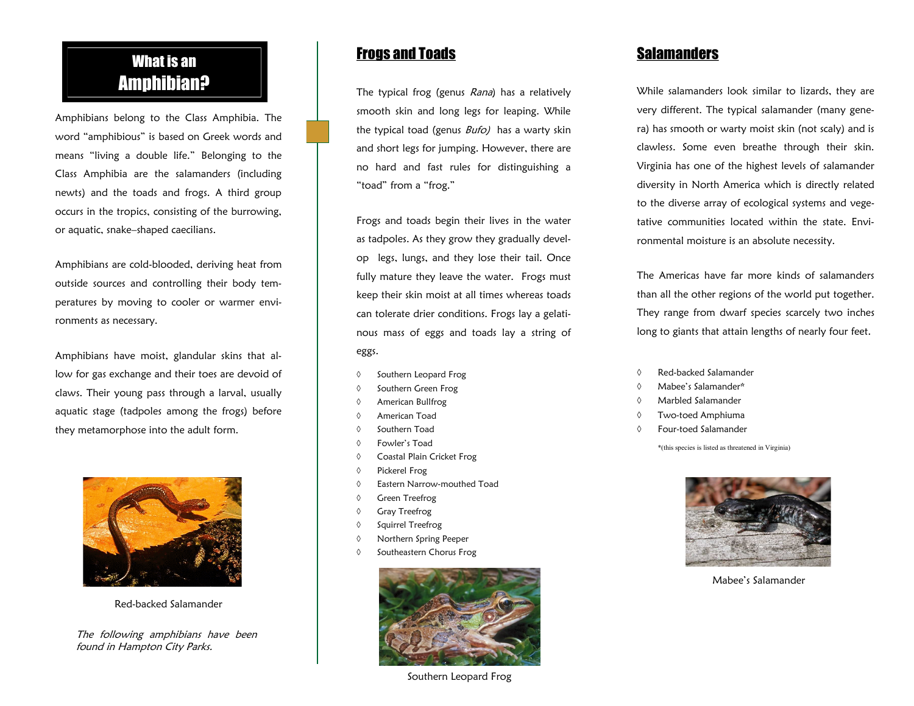## What is an Amphibian?

Amphibians belong to the Class Amphibia. The word "amphibious" is based on Greek words and means "living a double life." Belonging to the Class Amphibia are the salamanders (including newts) and the toads and frogs. A third group occurs in the tropics, consisting of the burrowing, or aquatic, snake–shaped caecilians.

Amphibians are cold-blooded, deriving heat from outside sources and controlling their body temperatures by moving to cooler or warmer environments as necessary.

Amphibians have moist, glandular skins that allow for gas exchange and their toes are devoid of claws. Their young pass through a larval, usually aquatic stage (tadpoles among the frogs) before they metamorphose into the adult form.

Red-backed Salamander

*The following amphibians have been found in Hampton City Parks.*

## Frogs and Toads

The typical frog (genus *Rana*) has a relatively smooth skin and long legs for leaping. While the typical toad (genus *Bufo)* has a warty skin and short legs for jumping. However, there are no hard and fast rules for distinguishing a "toad" from a "frog."

Frogs and toads begin their lives in the water as tadpoles. As they grow they gradually develop legs, lungs, and they lose their tail. Once fully mature they leave the water. Frogs must keep their skin moist at all times whereas toads can tolerate drier conditions. Frogs lay a gelatinous mass of eggs and toads lay a string of eggs.

- Southern Leopard Frog
- Southern Green Frog
- American Bullfrog
- American Toad
- Southern Toad
- Fowler's Toad
- Coastal Plain Cricket Frog
- Pickerel Frog
- Eastern Narrow-mouthed Toad
- Green Treefrog
- Gray Treefrog
- Squirrel Treefrog
- Northern Spring Peeper
- Southeastern Chorus Frog

Southern Leopard Frog

## Salamanders

While salamanders look similar to lizards, they are very different. The typical salamander (many genera) has smooth or warty moist skin (not scaly) and is clawless. Some even breathe through their skin. Virginia has one of the highest levels of salamander diversity in North America which is directly related to the diverse array of ecological systems and vegetative communities located within the state. Environmental moisture is an absolute necessity.

The Americas have far more kinds of salamanders than all the other regions of the world put together. They range from dwarf species scarcely two inches long to giants that attain lengths of nearly four feet.

- Red-backed Salamander
- Mabee's Salamander*
- Marbled Salamander
- Two-toed Amphiuma
- Four-toed Salamander

*(this species is listed as threatened in Virginia)

Mabee's Salamander